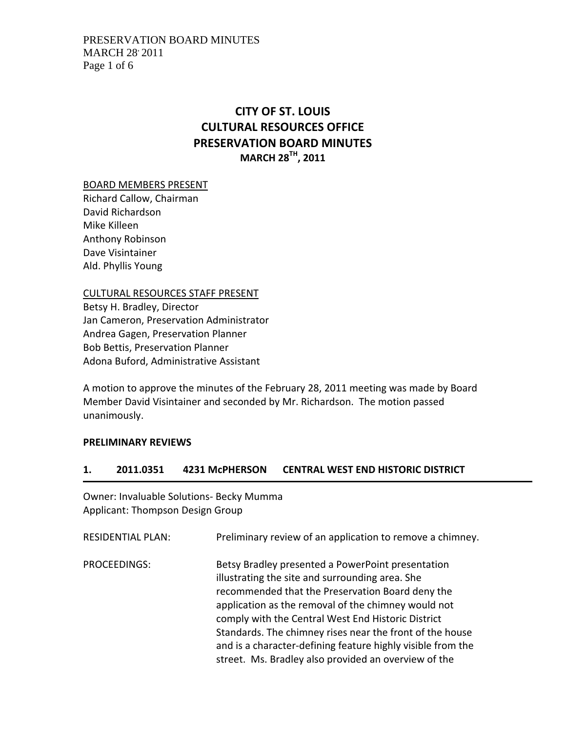# CITY OF ST. LOUIS
# CULTURAL RESOURCES OFFICE
# PRESERVATION BOARD MINUTES
### MARCH 28TH, 2011

BOARD MEMBERS PRESENT
Richard Callow, Chairman
David Richardson
Mike Killeen
Anthony Robinson
Dave Visintainer
Ald. Phyllis Young

CULTURAL RESOURCES STAFF PRESENT
Betsy H. Bradley, Director
Jan Cameron, Preservation Administrator
Andrea Gagen, Preservation Planner
Bob Bettis, Preservation Planner
Adona Buford, Administrative Assistant

A motion to approve the minutes of the February 28, 2011 meeting was made by Board Member David Visintainer and seconded by Mr. Richardson. The motion passed unanimously.

**PRELIMINARY REVIEWS**

**1. 2011.0351 4231 McPHERSON CENTRAL WEST END HISTORIC DISTRICT**

Owner: Invaluable Solutions- Becky Mumma
Applicant: Thompson Design Group

RESIDENTIAL PLAN: Preliminary review of an application to remove a chimney.

PROCEEDINGS: Betsy Bradley presented a PowerPoint presentation illustrating the site and surrounding area. She recommended that the Preservation Board deny the application as the removal of the chimney would not comply with the Central West End Historic District Standards. The chimney rises near the front of the house and is a character-defining feature highly visible from the street. Ms. Bradley also provided an overview of the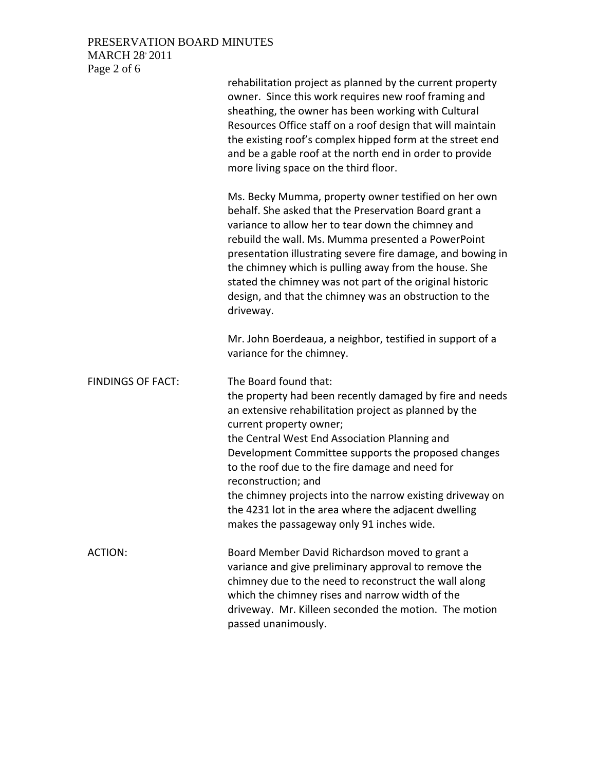rehabilitation project as planned by the current property owner. Since this work requires new roof framing and sheathing, the owner has been working with Cultural Resources Office staff on a roof design that will maintain the existing roof's complex hipped form at the street end and be a gable roof at the north end in order to provide more living space on the third floor.

Ms. Becky Mumma, property owner testified on her own behalf. She asked that the Preservation Board grant a variance to allow her to tear down the chimney and rebuild the wall. Ms. Mumma presented a PowerPoint presentation illustrating severe fire damage, and bowing in the chimney which is pulling away from the house. She stated the chimney was not part of the original historic design, and that the chimney was an obstruction to the driveway.

Mr. John Boerdeaua, a neighbor, testified in support of a variance for the chimney.

**FINDINGS OF FACT:** The Board found that:
the property had been recently damaged by fire and needs an extensive rehabilitation project as planned by the current property owner;
the Central West End Association Planning and Development Committee supports the proposed changes to the roof due to the fire damage and need for reconstruction; and
the chimney projects into the narrow existing driveway on the 4231 lot in the area where the adjacent dwelling makes the passageway only 91 inches wide.

**ACTION:** Board Member David Richardson moved to grant a variance and give preliminary approval to remove the chimney due to the need to reconstruct the wall along which the chimney rises and narrow width of the driveway. Mr. Killeen seconded the motion. The motion passed unanimously.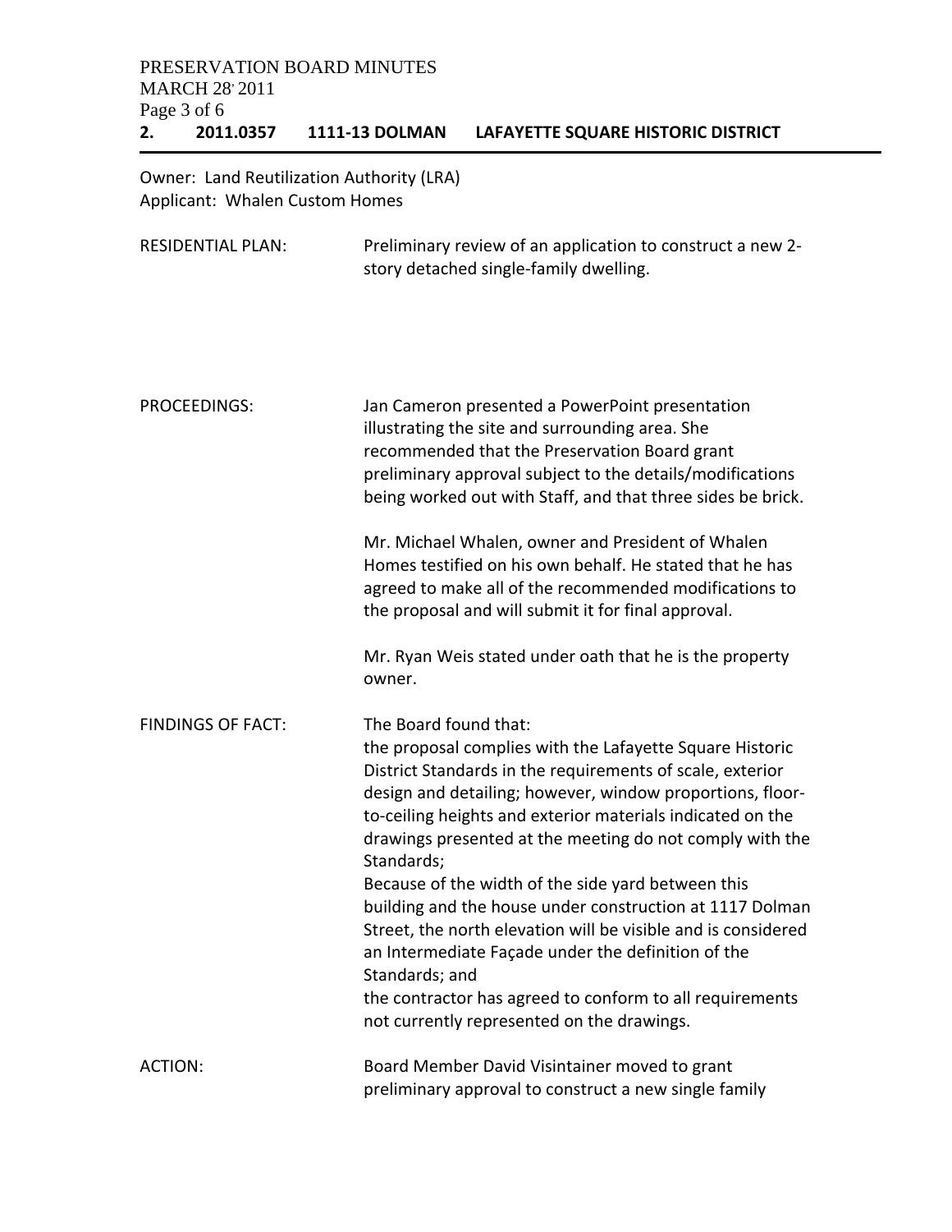## 2. 2011.0357 1111-13 DOLMAN LAFAYETTE SQUARE HISTORIC DISTRICT

Owner: Land Reutilization Authority (LRA)
Applicant: Whalen Custom Homes

RESIDENTIAL PLAN: Preliminary review of an application to construct a new 2-story detached single-family dwelling.

PROCEEDINGS: Jan Cameron presented a PowerPoint presentation illustrating the site and surrounding area. She recommended that the Preservation Board grant preliminary approval subject to the details/modifications being worked out with Staff, and that three sides be brick.

Mr. Michael Whalen, owner and President of Whalen Homes testified on his own behalf. He stated that he has agreed to make all of the recommended modifications to the proposal and will submit it for final approval.

Mr. Ryan Weis stated under oath that he is the property owner.

FINDINGS OF FACT: The Board found that:
the proposal complies with the Lafayette Square Historic District Standards in the requirements of scale, exterior design and detailing; however, window proportions, floor-to-ceiling heights and exterior materials indicated on the drawings presented at the meeting do not comply with the Standards;
Because of the width of the side yard between this building and the house under construction at 1117 Dolman Street, the north elevation will be visible and is considered an Intermediate Façade under the definition of the Standards; and
the contractor has agreed to conform to all requirements not currently represented on the drawings.

ACTION: Board Member David Visintainer moved to grant preliminary approval to construct a new single family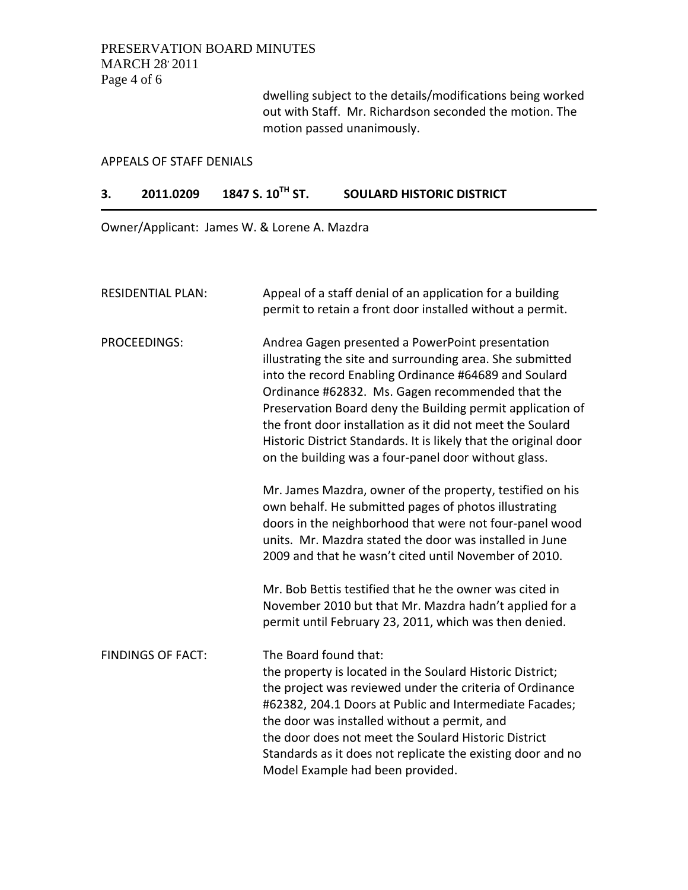dwelling subject to the details/modifications being worked out with Staff. Mr. Richardson seconded the motion. The motion passed unanimously.

APPEALS OF STAFF DENIALS

## 3. 2011.0209 1847 S. 10TH ST. SOULARD HISTORIC DISTRICT

Owner/Applicant: James W. & Lorene A. Mazdra

RESIDENTIAL PLAN: Appeal of a staff denial of an application for a building permit to retain a front door installed without a permit.

PROCEEDINGS: Andrea Gagen presented a PowerPoint presentation illustrating the site and surrounding area. She submitted into the record Enabling Ordinance #64689 and Soulard Ordinance #62832. Ms. Gagen recommended that the Preservation Board deny the Building permit application of the front door installation as it did not meet the Soulard Historic District Standards. It is likely that the original door on the building was a four-panel door without glass.

Mr. James Mazdra, owner of the property, testified on his own behalf. He submitted pages of photos illustrating doors in the neighborhood that were not four-panel wood units. Mr. Mazdra stated the door was installed in June 2009 and that he wasn't cited until November of 2010.

Mr. Bob Bettis testified that he the owner was cited in November 2010 but that Mr. Mazdra hadn't applied for a permit until February 23, 2011, which was then denied.

FINDINGS OF FACT: The Board found that:
the property is located in the Soulard Historic District;
the project was reviewed under the criteria of Ordinance #62382, 204.1 Doors at Public and Intermediate Facades;
the door was installed without a permit, and
the door does not meet the Soulard Historic District Standards as it does not replicate the existing door and no Model Example had been provided.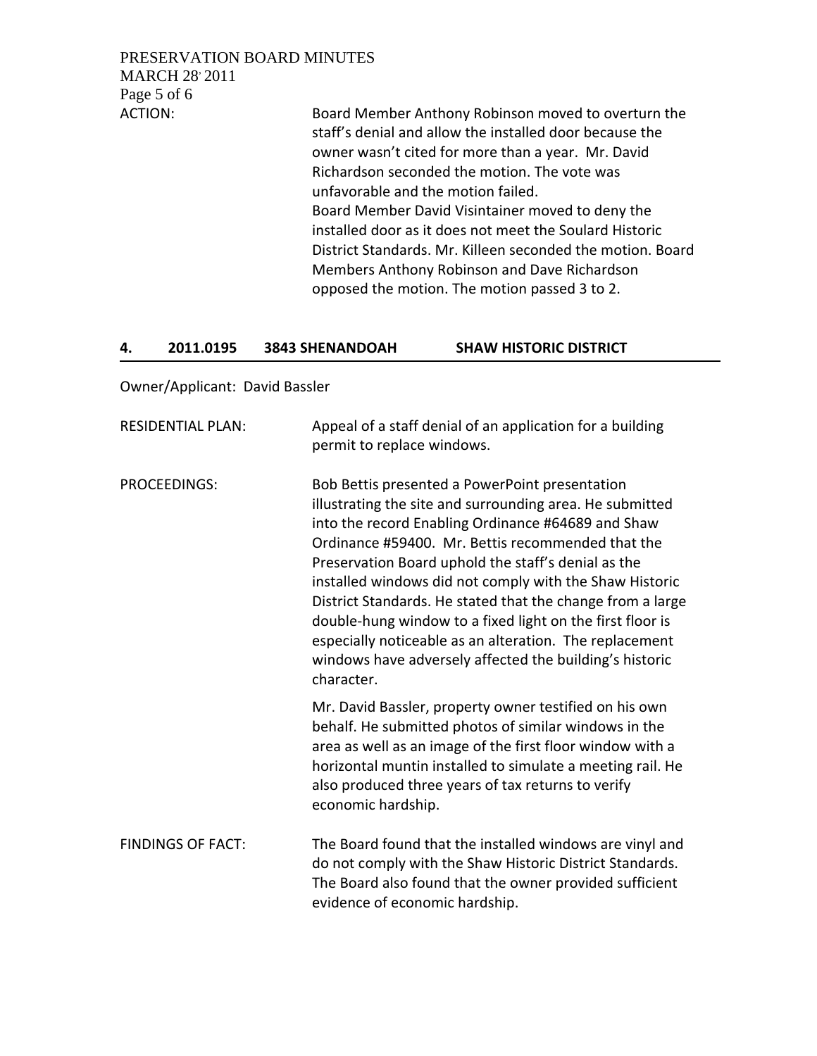ACTION: Board Member Anthony Robinson moved to overturn the staff's denial and allow the installed door because the owner wasn't cited for more than a year. Mr. David Richardson seconded the motion. The vote was unfavorable and the motion failed.
Board Member David Visintainer moved to deny the installed door as it does not meet the Soulard Historic District Standards. Mr. Killeen seconded the motion. Board Members Anthony Robinson and Dave Richardson opposed the motion. The motion passed 3 to 2.

## 4. 2011.0195 3843 SHENANDOAH SHAW HISTORIC DISTRICT

Owner/Applicant: David Bassler

RESIDENTIAL PLAN: Appeal of a staff denial of an application for a building permit to replace windows.

PROCEEDINGS: Bob Bettis presented a PowerPoint presentation illustrating the site and surrounding area. He submitted into the record Enabling Ordinance #64689 and Shaw Ordinance #59400. Mr. Bettis recommended that the Preservation Board uphold the staff's denial as the installed windows did not comply with the Shaw Historic District Standards. He stated that the change from a large double-hung window to a fixed light on the first floor is especially noticeable as an alteration. The replacement windows have adversely affected the building's historic character.

Mr. David Bassler, property owner testified on his own behalf. He submitted photos of similar windows in the area as well as an image of the first floor window with a horizontal muntin installed to simulate a meeting rail. He also produced three years of tax returns to verify economic hardship.

FINDINGS OF FACT: The Board found that the installed windows are vinyl and do not comply with the Shaw Historic District Standards. The Board also found that the owner provided sufficient evidence of economic hardship.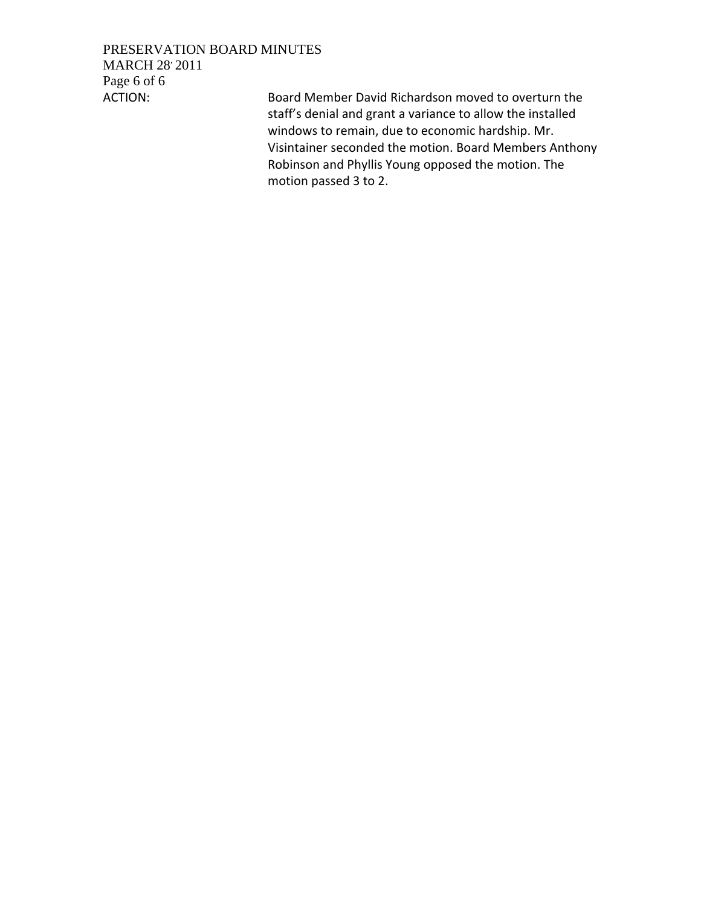ACTION: Board Member David Richardson moved to overturn the staff's denial and grant a variance to allow the installed windows to remain, due to economic hardship. Mr. Visintainer seconded the motion. Board Members Anthony Robinson and Phyllis Young opposed the motion. The motion passed 3 to 2.